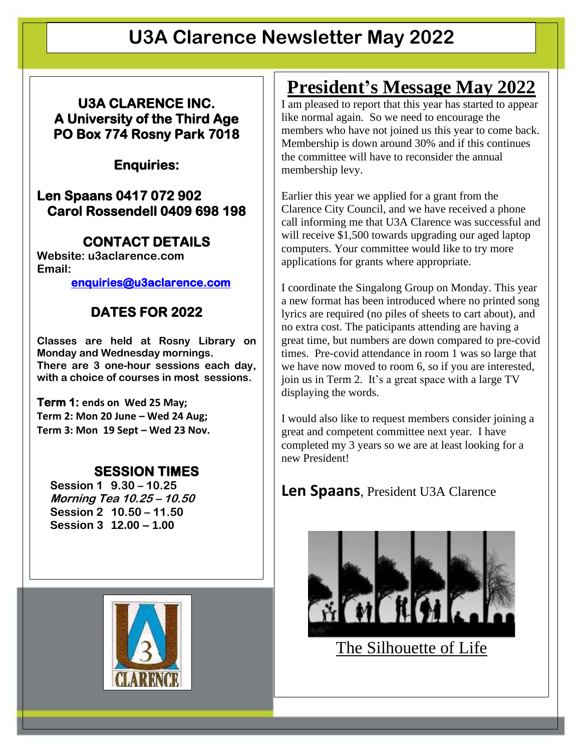# U3A Clarence Newsletter May 2022

**U3A CLARENCE INC.**
**A University of the Third Age**
**PO Box 774 Rosny Park 7018**

**Enquiries:**

**Len Spaans 0417 072 902**
**Carol Rossendell 0409 698 198**

## CONTACT DETAILS

**Website: u3aclarence.com**
**Email:**
**[enquiries@u3aclarence.com](mailto:enquiries@u3aclarence.com)**

## DATES FOR 2022

**Classes are held at Rosny Library on Monday and Wednesday mornings.**
**There are 3 one-hour sessions each day, with a choice of courses in most sessions.**

**Term 1: ends on Wed 25 May;**
**Term 2: Mon 20 June – Wed 24 Aug;**
**Term 3: Mon 19 Sept – Wed 23 Nov.**

## SESSION TIMES

**Session 1 9.30 – 10.25**
***Morning Tea 10.25 – 10.50***
**Session 2 10.50 – 11.50**
**Session 3 12.00 – 1.00**

## President's Message May 2022

I am pleased to report that this year has started to appear like normal again. So we need to encourage the members who have not joined us this year to come back. Membership is down around 30% and if this continues the committee will have to reconsider the annual membership levy.

Earlier this year we applied for a grant from the Clarence City Council, and we have received a phone call informing me that U3A Clarence was successful and will receive $1,500 towards upgrading our aged laptop computers. Your committee would like to try more applications for grants where appropriate.

I coordinate the Singalong Group on Monday. This year a new format has been introduced where no printed song lyrics are required (no piles of sheets to cart about), and no extra cost. The paticipants attending are having a great time, but numbers are down compared to pre-covid times. Pre-covid attendance in room 1 was so large that we have now moved to room 6, so if you are interested, join us in Term 2. It's a great space with a large TV displaying the words.

I would also like to request members consider joining a great and competent committee next year. I have completed my 3 years so we are at least looking for a new President!

**Len Spaans**, President U3A Clarence

The Silhouette of Life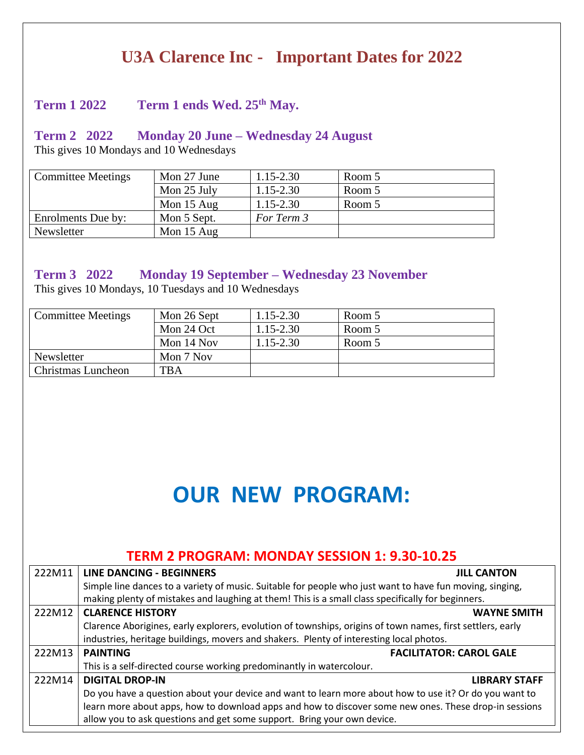# U3A Clarence Inc - Important Dates for 2022

### Term 1 2022 Term 1 ends Wed. 25th May.

### Term 2 2022 Monday 20 June – Wednesday 24 August

This gives 10 Mondays and 10 Wednesdays

| | | | |
|---|---|---|---|
| Committee Meetings | Mon 27 June | 1.15-2.30 | Room 5 |
| | Mon 25 July | 1.15-2.30 | Room 5 |
| | Mon 15 Aug | 1.15-2.30 | Room 5 |
| Enrolments Due by: | Mon 5 Sept. | *For Term 3* | |
| Newsletter | Mon 15 Aug | | |

### Term 3 2022 Monday 19 September – Wednesday 23 November

This gives 10 Mondays, 10 Tuesdays and 10 Wednesdays

| | | | |
|---|---|---|---|
| Committee Meetings | Mon 26 Sept | 1.15-2.30 | Room 5 |
| | Mon 24 Oct | 1.15-2.30 | Room 5 |
| | Mon 14 Nov | 1.15-2.30 | Room 5 |
| Newsletter | Mon 7 Nov | | |
| Christmas Luncheon | TBA | | |

# OUR NEW PROGRAM:

## TERM 2 PROGRAM: MONDAY SESSION 1: 9.30-10.25

| Code | Course |
|---|---|
| 222M11 | **LINE DANCING - BEGINNERS** — **JILL CANTON**<br>Simple line dances to a variety of music. Suitable for people who just want to have fun moving, singing, making plenty of mistakes and laughing at them! This is a small class specifically for beginners. |
| 222M12 | **CLARENCE HISTORY** — **WAYNE SMITH**<br>Clarence Aborigines, early explorers, evolution of townships, origins of town names, first settlers, early industries, heritage buildings, movers and shakers. Plenty of interesting local photos. |
| 222M13 | **PAINTING** — **FACILITATOR: CAROL GALE**<br>This is a self-directed course working predominantly in watercolour. |
| 222M14 | **DIGITAL DROP-IN** — **LIBRARY STAFF**<br>Do you have a question about your device and want to learn more about how to use it? Or do you want to learn more about apps, how to download apps and how to discover some new ones. These drop-in sessions allow you to ask questions and get some support. Bring your own device. |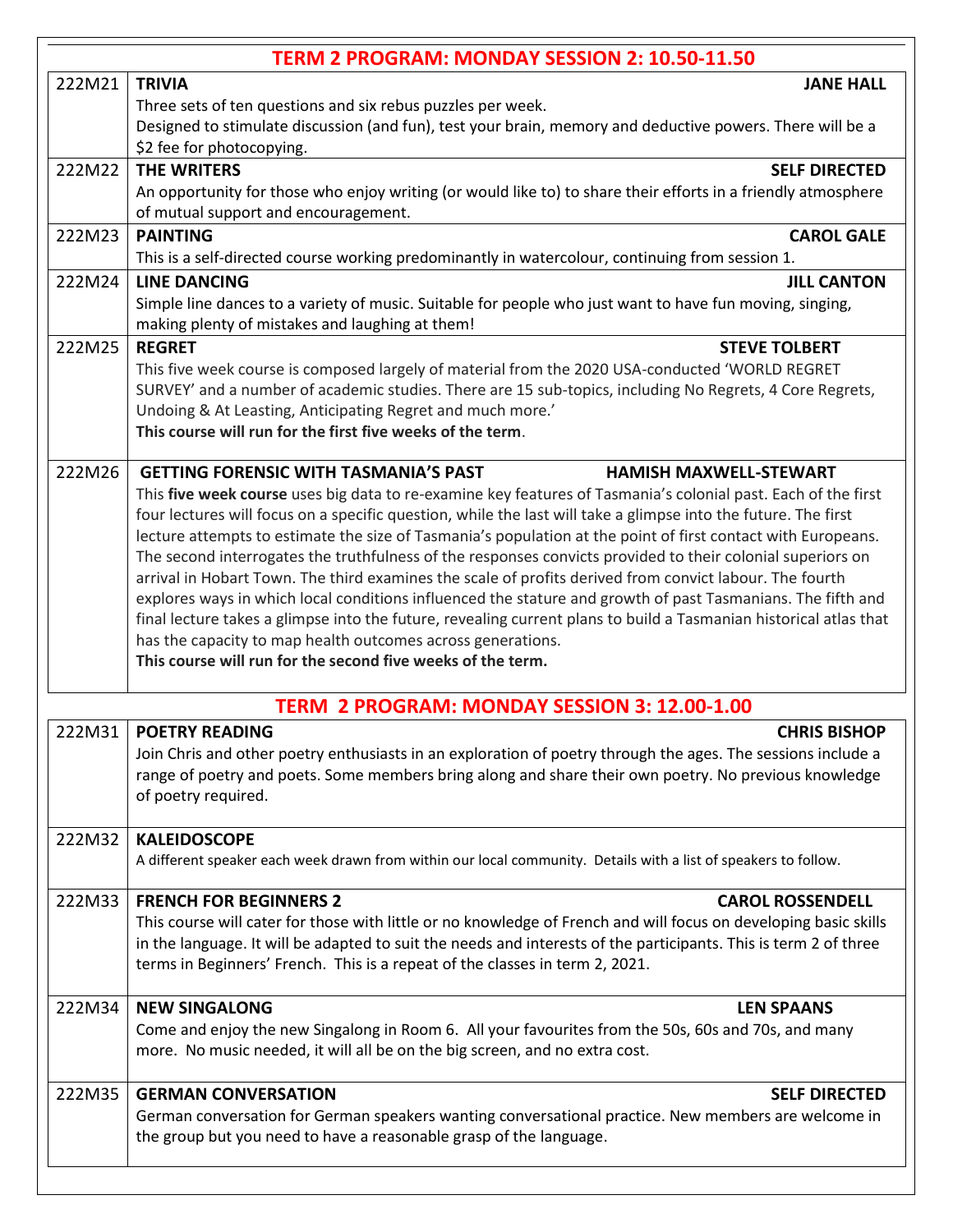## TERM 2 PROGRAM: MONDAY SESSION 2: 10.50-11.50

| Code | Course |
|---|---|
| 222M21 | **TRIVIA** — **JANE HALL**<br>Three sets of ten questions and six rebus puzzles per week.<br>Designed to stimulate discussion (and fun), test your brain, memory and deductive powers. There will be a $2 fee for photocopying. |
| 222M22 | **THE WRITERS** — **SELF DIRECTED**<br>An opportunity for those who enjoy writing (or would like to) to share their efforts in a friendly atmosphere of mutual support and encouragement. |
| 222M23 | **PAINTING** — **CAROL GALE**<br>This is a self-directed course working predominantly in watercolour, continuing from session 1. |
| 222M24 | **LINE DANCING** — **JILL CANTON**<br>Simple line dances to a variety of music. Suitable for people who just want to have fun moving, singing, making plenty of mistakes and laughing at them! |
| 222M25 | **REGRET** — **STEVE TOLBERT**<br>This five week course is composed largely of material from the 2020 USA-conducted 'WORLD REGRET SURVEY' and a number of academic studies. There are 15 sub-topics, including No Regrets, 4 Core Regrets, Undoing & At Leasting, Anticipating Regret and much more.'<br>**This course will run for the first five weeks of the term**. |
| 222M26 | **GETTING FORENSIC WITH TASMANIA'S PAST** — **HAMISH MAXWELL-STEWART**<br>This **five week course** uses big data to re-examine key features of Tasmania's colonial past. Each of the first four lectures will focus on a specific question, while the last will take a glimpse into the future. The first lecture attempts to estimate the size of Tasmania's population at the point of first contact with Europeans. The second interrogates the truthfulness of the responses convicts provided to their colonial superiors on arrival in Hobart Town. The third examines the scale of profits derived from convict labour. The fourth explores ways in which local conditions influenced the stature and growth of past Tasmanians. The fifth and final lecture takes a glimpse into the future, revealing current plans to build a Tasmanian historical atlas that has the capacity to map health outcomes across generations.<br>**This course will run for the second five weeks of the term.** |

## TERM 2 PROGRAM: MONDAY SESSION 3: 12.00-1.00

| Code | Course |
|---|---|
| 222M31 | **POETRY READING** — **CHRIS BISHOP**<br>Join Chris and other poetry enthusiasts in an exploration of poetry through the ages. The sessions include a range of poetry and poets. Some members bring along and share their own poetry. No previous knowledge of poetry required. |
| 222M32 | **KALEIDOSCOPE**<br>A different speaker each week drawn from within our local community. Details with a list of speakers to follow. |
| 222M33 | **FRENCH FOR BEGINNERS 2** — **CAROL ROSSENDELL**<br>This course will cater for those with little or no knowledge of French and will focus on developing basic skills in the language. It will be adapted to suit the needs and interests of the participants. This is term 2 of three terms in Beginners' French. This is a repeat of the classes in term 2, 2021. |
| 222M34 | **NEW SINGALONG** — **LEN SPAANS**<br>Come and enjoy the new Singalong in Room 6. All your favourites from the 50s, 60s and 70s, and many more. No music needed, it will all be on the big screen, and no extra cost. |
| 222M35 | **GERMAN CONVERSATION** — **SELF DIRECTED**<br>German conversation for German speakers wanting conversational practice. New members are welcome in the group but you need to have a reasonable grasp of the language. |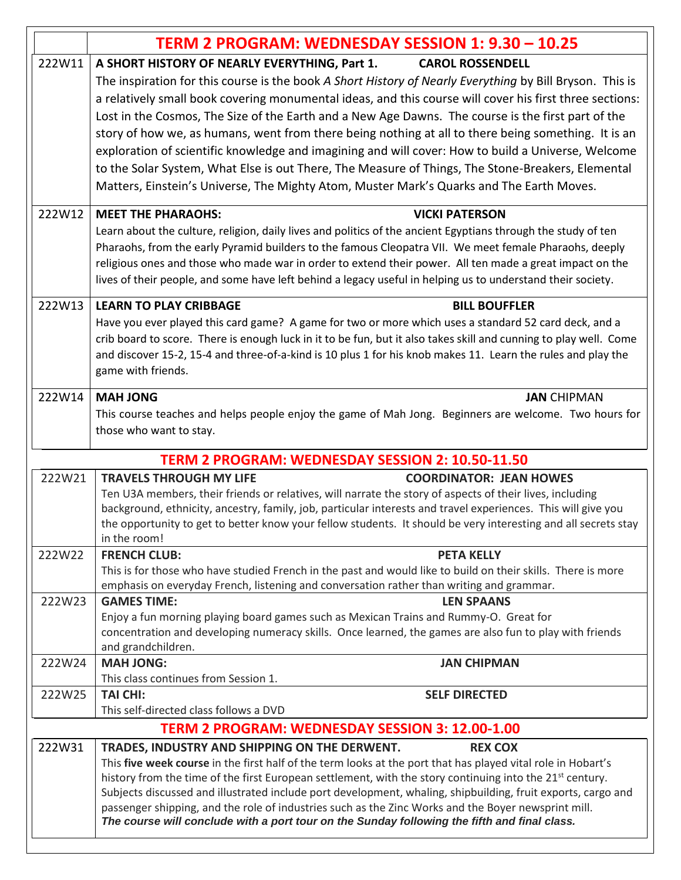## TERM 2 PROGRAM: WEDNESDAY SESSION 1: 9.30 – 10.25

| | |
|---|---|
| 222W11 | **A SHORT HISTORY OF NEARLY EVERYTHING, Part 1. CAROL ROSSENDELL**<br>The inspiration for this course is the book *A Short History of Nearly Everything* by Bill Bryson. This is a relatively small book covering monumental ideas, and this course will cover his first three sections: Lost in the Cosmos, The Size of the Earth and a New Age Dawns. The course is the first part of the story of how we, as humans, went from there being nothing at all to there being something. It is an exploration of scientific knowledge and imagining and will cover: How to build a Universe, Welcome to the Solar System, What Else is out There, The Measure of Things, The Stone-Breakers, Elemental Matters, Einstein's Universe, The Mighty Atom, Muster Mark's Quarks and The Earth Moves. |
| 222W12 | **MEET THE PHARAOHS: VICKI PATERSON**<br>Learn about the culture, religion, daily lives and politics of the ancient Egyptians through the study of ten Pharaohs, from the early Pyramid builders to the famous Cleopatra VII. We meet female Pharaohs, deeply religious ones and those who made war in order to extend their power. All ten made a great impact on the lives of their people, and some have left behind a legacy useful in helping us to understand their society. |
| 222W13 | **LEARN TO PLAY CRIBBAGE BILL BOUFFLER**<br>Have you ever played this card game? A game for two or more which uses a standard 52 card deck, and a crib board to score. There is enough luck in it to be fun, but it also takes skill and cunning to play well. Come and discover 15-2, 15-4 and three-of-a-kind is 10 plus 1 for his knob makes 11. Learn the rules and play the game with friends. |
| 222W14 | **MAH JONG JAN** CHIPMAN<br>This course teaches and helps people enjoy the game of Mah Jong. Beginners are welcome. Two hours for those who want to stay. |

## TERM 2 PROGRAM: WEDNESDAY SESSION 2: 10.50-11.50

| | |
|---|---|
| 222W21 | **TRAVELS THROUGH MY LIFE COORDINATOR: JEAN HOWES**<br>Ten U3A members, their friends or relatives, will narrate the story of aspects of their lives, including background, ethnicity, ancestry, family, job, particular interests and travel experiences. This will give you the opportunity to get to better know your fellow students. It should be very interesting and all secrets stay in the room! |
| 222W22 | **FRENCH CLUB: PETA KELLY**<br>This is for those who have studied French in the past and would like to build on their skills. There is more emphasis on everyday French, listening and conversation rather than writing and grammar. |
| 222W23 | **GAMES TIME: LEN SPAANS**<br>Enjoy a fun morning playing board games such as Mexican Trains and Rummy-O. Great for concentration and developing numeracy skills. Once learned, the games are also fun to play with friends and grandchildren. |
| 222W24 | **MAH JONG: JAN CHIPMAN**<br>This class continues from Session 1. |
| 222W25 | **TAI CHI: SELF DIRECTED**<br>This self-directed class follows a DVD |

## TERM 2 PROGRAM: WEDNESDAY SESSION 3: 12.00-1.00

| | |
|---|---|
| 222W31 | **TRADES, INDUSTRY AND SHIPPING ON THE DERWENT. REX COX**<br>This **five week course** in the first half of the term looks at the port that has played vital role in Hobart's history from the time of the first European settlement, with the story continuing into the 21st century. Subjects discussed and illustrated include port development, whaling, shipbuilding, fruit exports, cargo and passenger shipping, and the role of industries such as the Zinc Works and the Boyer newsprint mill.<br>***The course will conclude with a port tour on the Sunday following the fifth and final class.*** |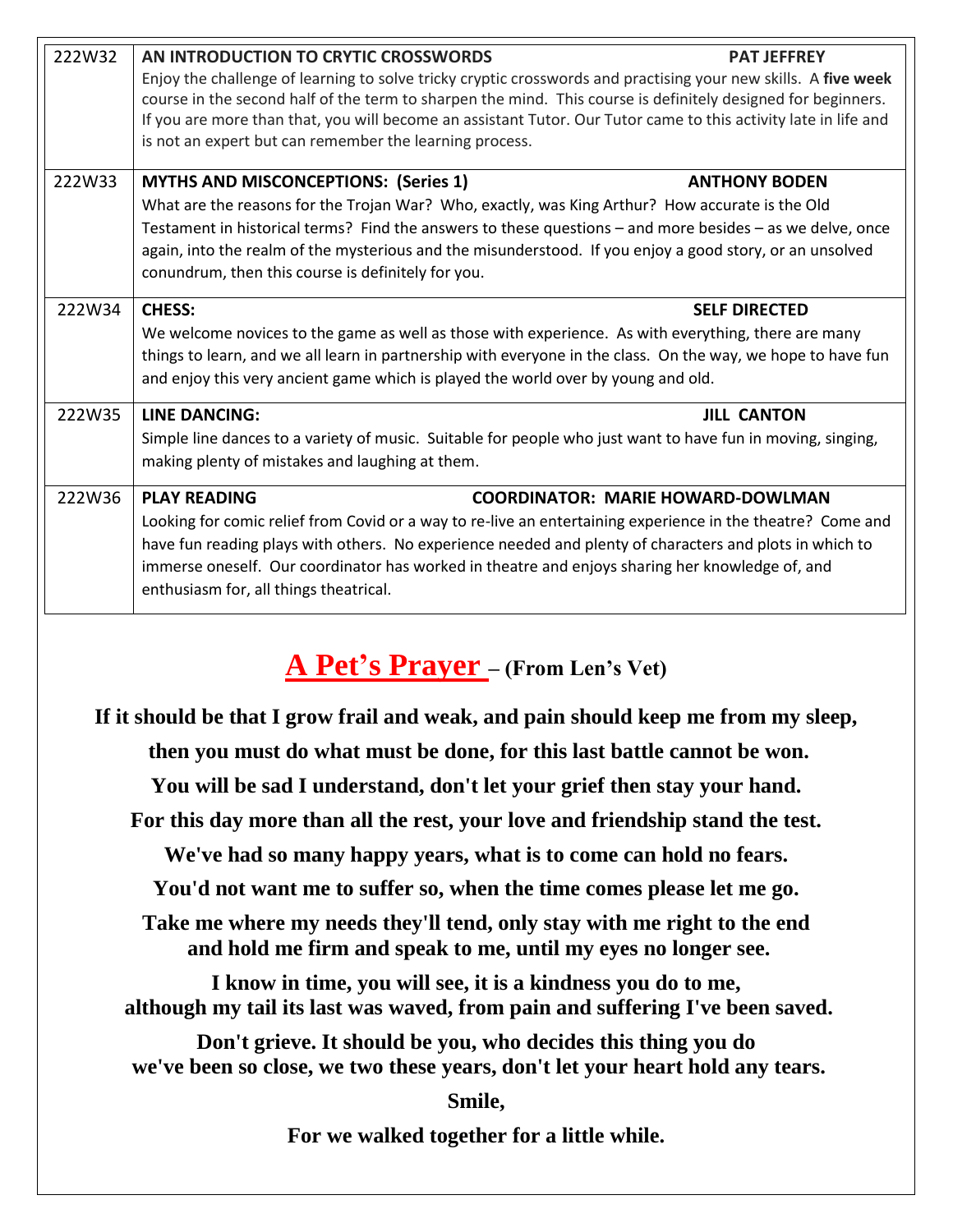| | |
|---|---|
| 222W32 | **AN INTRODUCTION TO CRYTIC CROSSWORDS** **PAT JEFFREY**<br>Enjoy the challenge of learning to solve tricky cryptic crosswords and practising your new skills. A **five week** course in the second half of the term to sharpen the mind. This course is definitely designed for beginners. If you are more than that, you will become an assistant Tutor. Our Tutor came to this activity late in life and is not an expert but can remember the learning process. |
| 222W33 | **MYTHS AND MISCONCEPTIONS: (Series 1)** **ANTHONY BODEN**<br>What are the reasons for the Trojan War? Who, exactly, was King Arthur? How accurate is the Old Testament in historical terms? Find the answers to these questions – and more besides – as we delve, once again, into the realm of the mysterious and the misunderstood. If you enjoy a good story, or an unsolved conundrum, then this course is definitely for you. |
| 222W34 | **CHESS:** **SELF DIRECTED**<br>We welcome novices to the game as well as those with experience. As with everything, there are many things to learn, and we all learn in partnership with everyone in the class. On the way, we hope to have fun and enjoy this very ancient game which is played the world over by young and old. |
| 222W35 | **LINE DANCING:** **JILL CANTON**<br>Simple line dances to a variety of music. Suitable for people who just want to have fun in moving, singing, making plenty of mistakes and laughing at them. |
| 222W36 | **PLAY READING** **COORDINATOR: MARIE HOWARD-DOWLMAN**<br>Looking for comic relief from Covid or a way to re-live an entertaining experience in the theatre? Come and have fun reading plays with others. No experience needed and plenty of characters and plots in which to immerse oneself. Our coordinator has worked in theatre and enjoys sharing her knowledge of, and enthusiasm for, all things theatrical. |

## A Pet's Prayer – (From Len's Vet)

**If it should be that I grow frail and weak, and pain should keep me from my sleep,**

**then you must do what must be done, for this last battle cannot be won.**

**You will be sad I understand, don't let your grief then stay your hand.**

**For this day more than all the rest, your love and friendship stand the test.**

**We've had so many happy years, what is to come can hold no fears.**

**You'd not want me to suffer so, when the time comes please let me go.**

**Take me where my needs they'll tend, only stay with me right to the end**
**and hold me firm and speak to me, until my eyes no longer see.**

**I know in time, you will see, it is a kindness you do to me,**
**although my tail its last was waved, from pain and suffering I've been saved.**

**Don't grieve. It should be you, who decides this thing you do**
**we've been so close, we two these years, don't let your heart hold any tears.**

**Smile,**

**For we walked together for a little while.**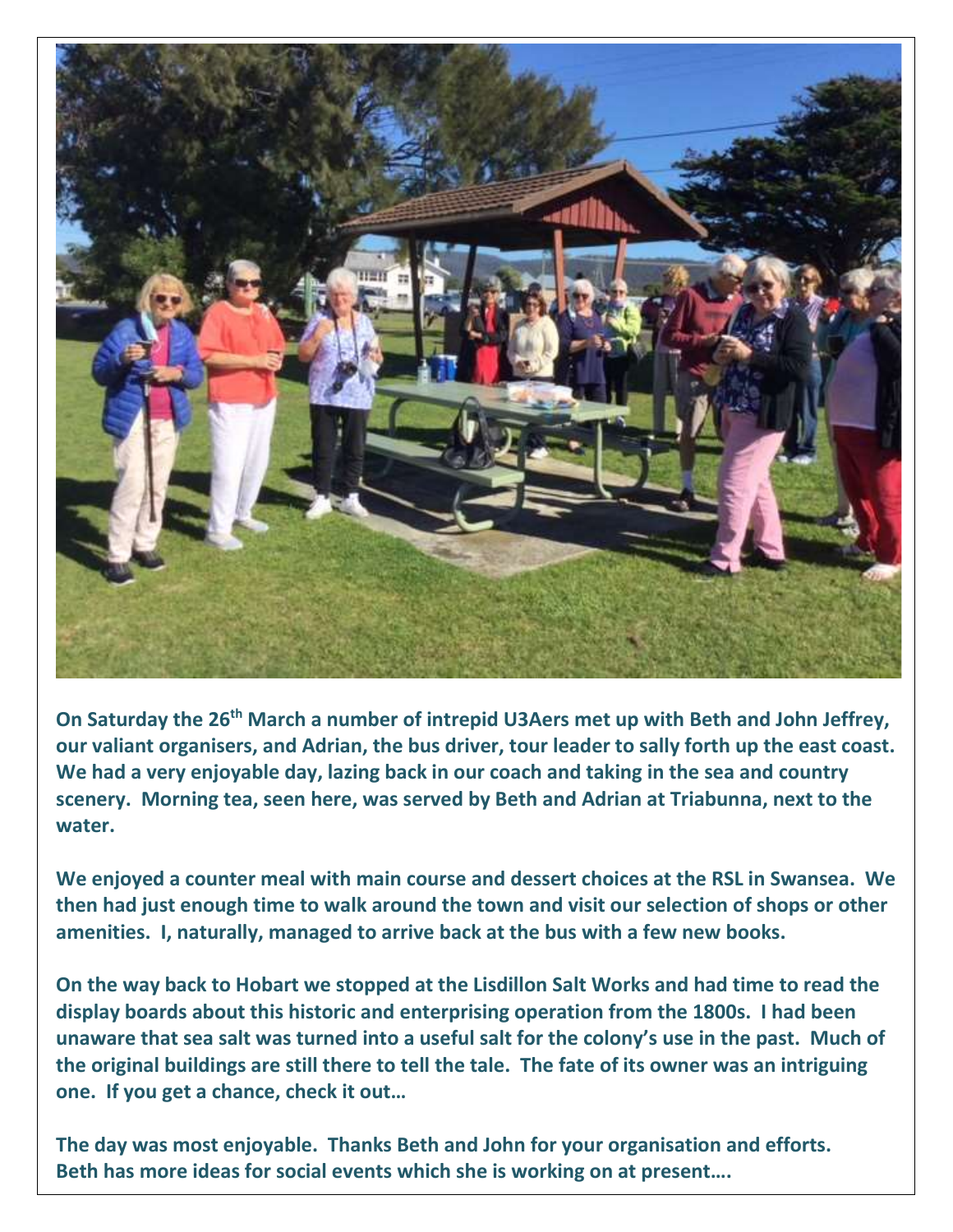**On Saturday the 26th March a number of intrepid U3Aers met up with Beth and John Jeffrey, our valiant organisers, and Adrian, the bus driver, tour leader to sally forth up the east coast. We had a very enjoyable day, lazing back in our coach and taking in the sea and country scenery. Morning tea, seen here, was served by Beth and Adrian at Triabunna, next to the water.**

**We enjoyed a counter meal with main course and dessert choices at the RSL in Swansea. We then had just enough time to walk around the town and visit our selection of shops or other amenities. I, naturally, managed to arrive back at the bus with a few new books.**

**On the way back to Hobart we stopped at the Lisdillon Salt Works and had time to read the display boards about this historic and enterprising operation from the 1800s. I had been unaware that sea salt was turned into a useful salt for the colony's use in the past. Much of the original buildings are still there to tell the tale. The fate of its owner was an intriguing one. If you get a chance, check it out…**

**The day was most enjoyable. Thanks Beth and John for your organisation and efforts. Beth has more ideas for social events which she is working on at present….**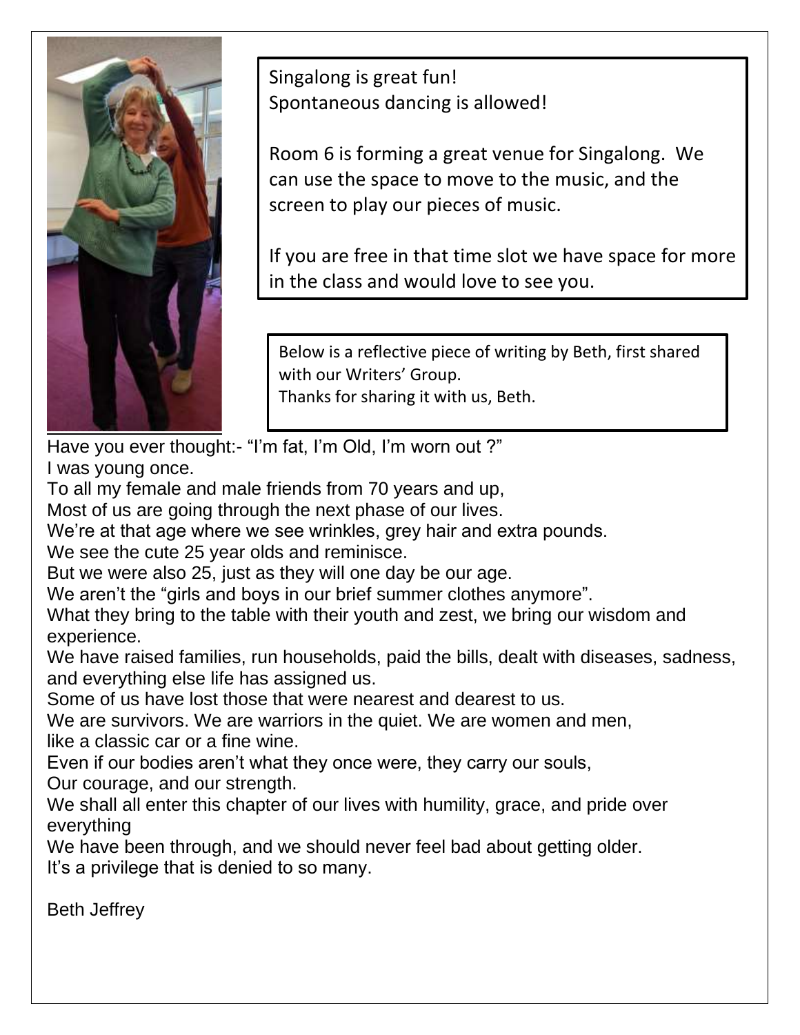Singalong is great fun!
Spontaneous dancing is allowed!

Room 6 is forming a great venue for Singalong. We can use the space to move to the music, and the screen to play our pieces of music.

If you are free in that time slot we have space for more in the class and would love to see you.

Below is a reflective piece of writing by Beth, first shared with our Writers' Group.
Thanks for sharing it with us, Beth.

Have you ever thought:- "I'm fat, I'm Old, I'm worn out ?"
I was young once.
To all my female and male friends from 70 years and up,
Most of us are going through the next phase of our lives.
We're at that age where we see wrinkles, grey hair and extra pounds.
We see the cute 25 year olds and reminisce.
But we were also 25, just as they will one day be our age.
We aren't the "girls and boys in our brief summer clothes anymore".
What they bring to the table with their youth and zest, we bring our wisdom and experience.
We have raised families, run households, paid the bills, dealt with diseases, sadness, and everything else life has assigned us.
Some of us have lost those that were nearest and dearest to us.
We are survivors. We are warriors in the quiet. We are women and men,
like a classic car or a fine wine.
Even if our bodies aren't what they once were, they carry our souls,
Our courage, and our strength.
We shall all enter this chapter of our lives with humility, grace, and pride over everything
We have been through, and we should never feel bad about getting older.
It's a privilege that is denied to so many.

Beth Jeffrey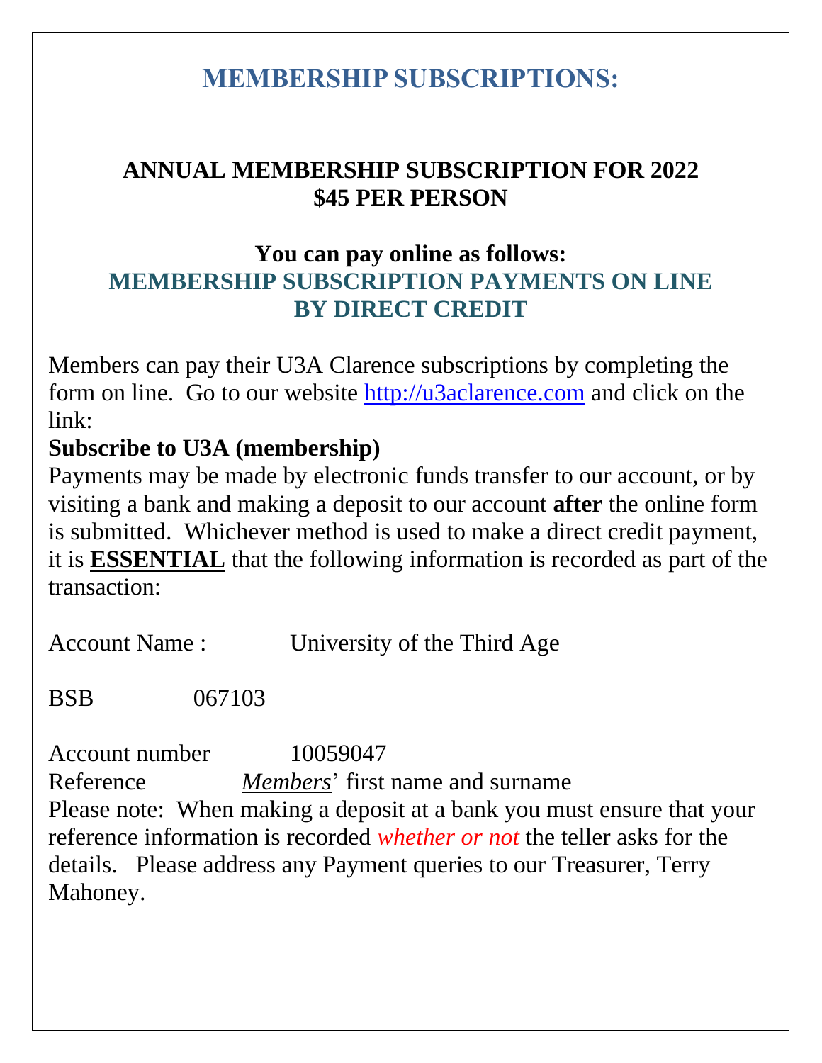# MEMBERSHIP SUBSCRIPTIONS:

## ANNUAL MEMBERSHIP SUBSCRIPTION FOR 2022
## $45 PER PERSON

### You can pay online as follows:
### MEMBERSHIP SUBSCRIPTION PAYMENTS ON LINE BY DIRECT CREDIT

Members can pay their U3A Clarence subscriptions by completing the form on line. Go to our website [http://u3aclarence.com](http://u3aclarence.com) and click on the link:

**Subscribe to U3A (membership)**

Payments may be made by electronic funds transfer to our account, or by visiting a bank and making a deposit to our account **after** the online form is submitted. Whichever method is used to make a direct credit payment, it is **ESSENTIAL** that the following information is recorded as part of the transaction:

Account Name : University of the Third Age

BSB 067103

Account number 10059047

Reference *Members*' first name and surname

Please note: When making a deposit at a bank you must ensure that your reference information is recorded *whether or not* the teller asks for the details. Please address any Payment queries to our Treasurer, Terry Mahoney.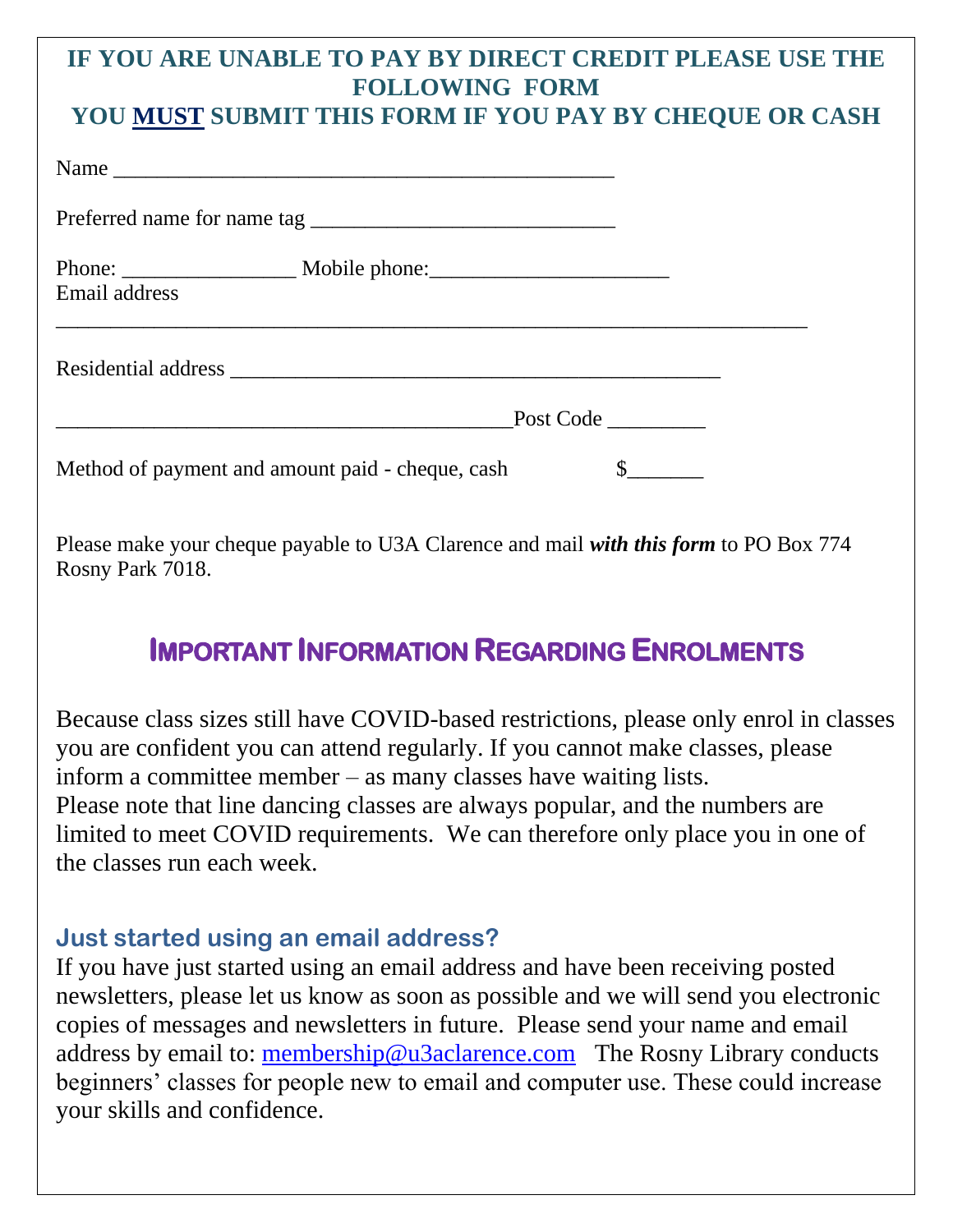**IF YOU ARE UNABLE TO PAY BY DIRECT CREDIT PLEASE USE THE FOLLOWING FORM**

**YOU MUST SUBMIT THIS FORM IF YOU PAY BY CHEQUE OR CASH**

Name ______________________________________________

Preferred name for name tag ___________________________

Phone: ________________ Mobile phone:______________________

Email address

_______________________________________________________________________

Residential address _____________________________________________

__________________________________________Post Code _________

Method of payment and amount paid - cheque, cash $_______

Please make your cheque payable to U3A Clarence and mail ***with this form*** to PO Box 774 Rosny Park 7018.

## Important Information Regarding Enrolments

Because class sizes still have COVID-based restrictions, please only enrol in classes you are confident you can attend regularly. If you cannot make classes, please inform a committee member – as many classes have waiting lists.

Please note that line dancing classes are always popular, and the numbers are limited to meet COVID requirements. We can therefore only place you in one of the classes run each week.

### Just started using an email address?

If you have just started using an email address and have been receiving posted newsletters, please let us know as soon as possible and we will send you electronic copies of messages and newsletters in future. Please send your name and email address by email to: membership@u3aclarence.com The Rosny Library conducts beginners' classes for people new to email and computer use. These could increase your skills and confidence.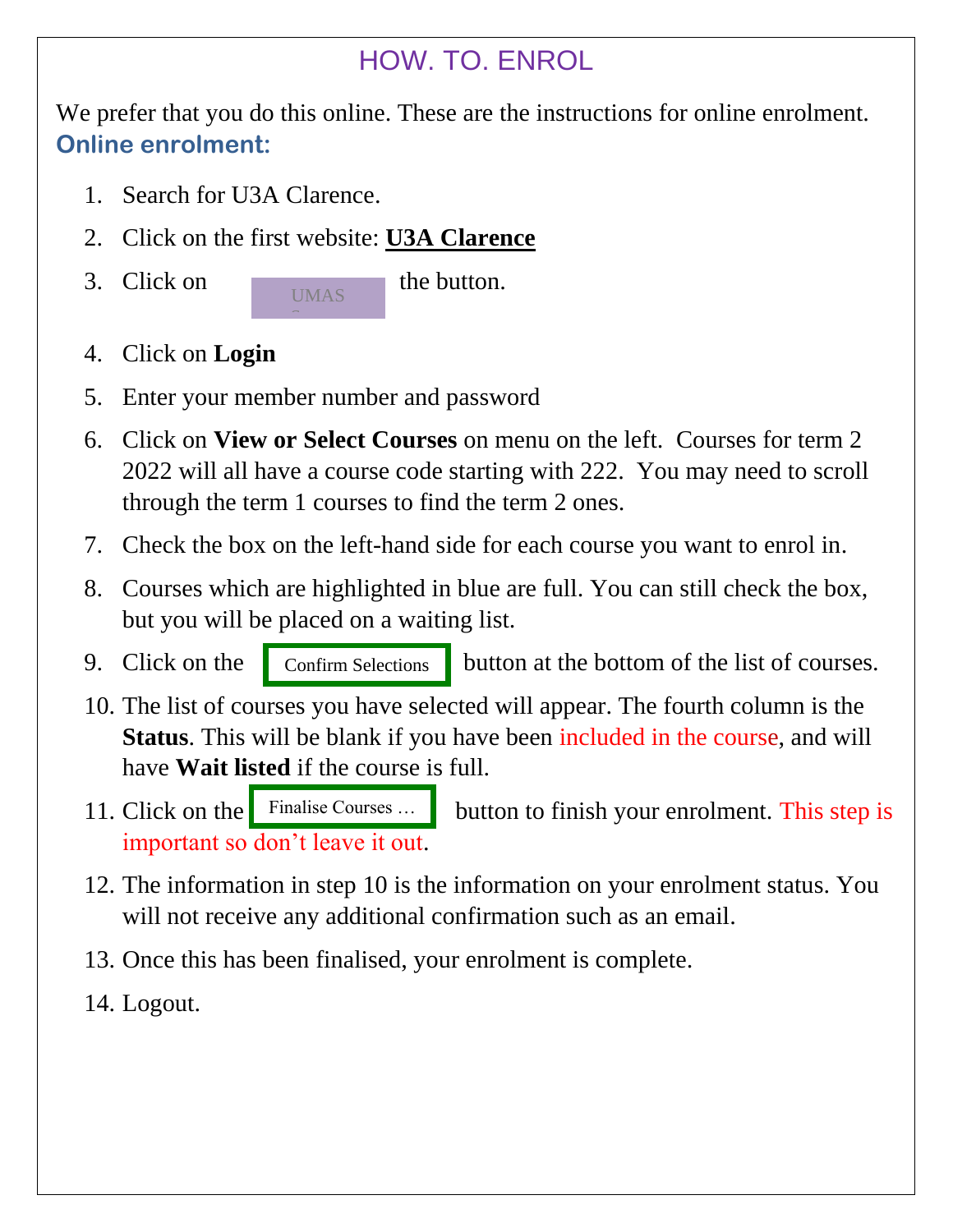# HOW. TO. ENROL

We prefer that you do this online. These are the instructions for online enrolment.

**Online enrolment:**

1. Search for U3A Clarence.
2. Click on the first website: **U3A Clarence**
3. Click on UMAS the button.
4. Click on **Login**
5. Enter your member number and password
6. Click on **View or Select Courses** on menu on the left. Courses for term 2 2022 will all have a course code starting with 222. You may need to scroll through the term 1 courses to find the term 2 ones.
7. Check the box on the left-hand side for each course you want to enrol in.
8. Courses which are highlighted in blue are full. You can still check the box, but you will be placed on a waiting list.
9. Click on the Confirm Selections button at the bottom of the list of courses.
10. The list of courses you have selected will appear. The fourth column is the **Status**. This will be blank if you have been included in the course, and will have **Wait listed** if the course is full.
11. Click on the Finalise Courses … button to finish your enrolment. This step is important so don't leave it out.
12. The information in step 10 is the information on your enrolment status. You will not receive any additional confirmation such as an email.
13. Once this has been finalised, your enrolment is complete.
14. Logout.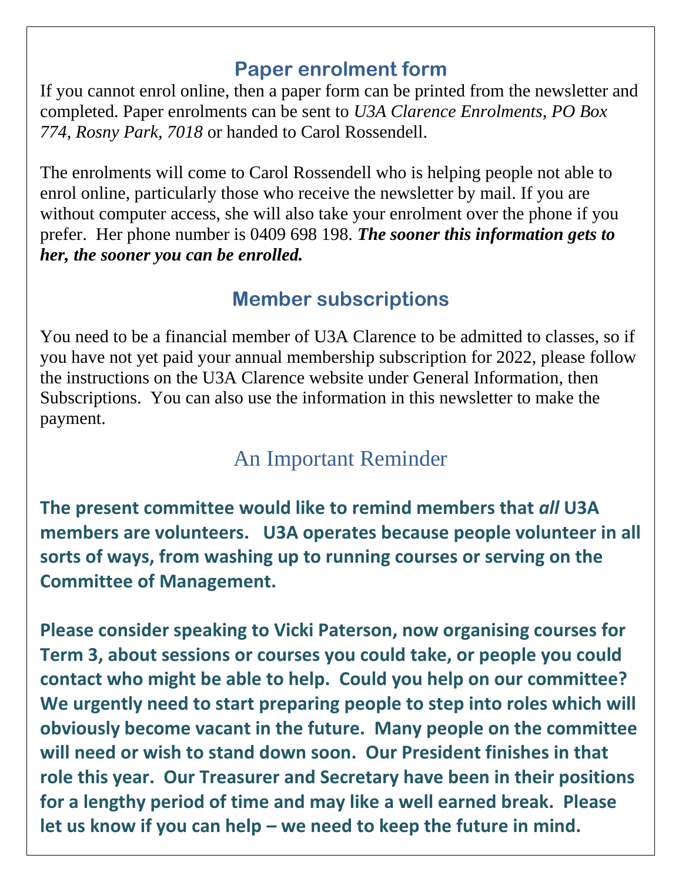## Paper enrolment form

If you cannot enrol online, then a paper form can be printed from the newsletter and completed. Paper enrolments can be sent to *U3A Clarence Enrolments, PO Box 774, Rosny Park, 7018* or handed to Carol Rossendell.

The enrolments will come to Carol Rossendell who is helping people not able to enrol online, particularly those who receive the newsletter by mail. If you are without computer access, she will also take your enrolment over the phone if you prefer. Her phone number is 0409 698 198. ***The sooner this information gets to her, the sooner you can be enrolled.***

## Member subscriptions

You need to be a financial member of U3A Clarence to be admitted to classes, so if you have not yet paid your annual membership subscription for 2022, please follow the instructions on the U3A Clarence website under General Information, then Subscriptions. You can also use the information in this newsletter to make the payment.

## An Important Reminder

**The present committee would like to remind members that *all* U3A members are volunteers. U3A operates because people volunteer in all sorts of ways, from washing up to running courses or serving on the Committee of Management.**

**Please consider speaking to Vicki Paterson, now organising courses for Term 3, about sessions or courses you could take, or people you could contact who might be able to help. Could you help on our committee? We urgently need to start preparing people to step into roles which will obviously become vacant in the future. Many people on the committee will need or wish to stand down soon. Our President finishes in that role this year. Our Treasurer and Secretary have been in their positions for a lengthy period of time and may like a well earned break. Please let us know if you can help – we need to keep the future in mind.**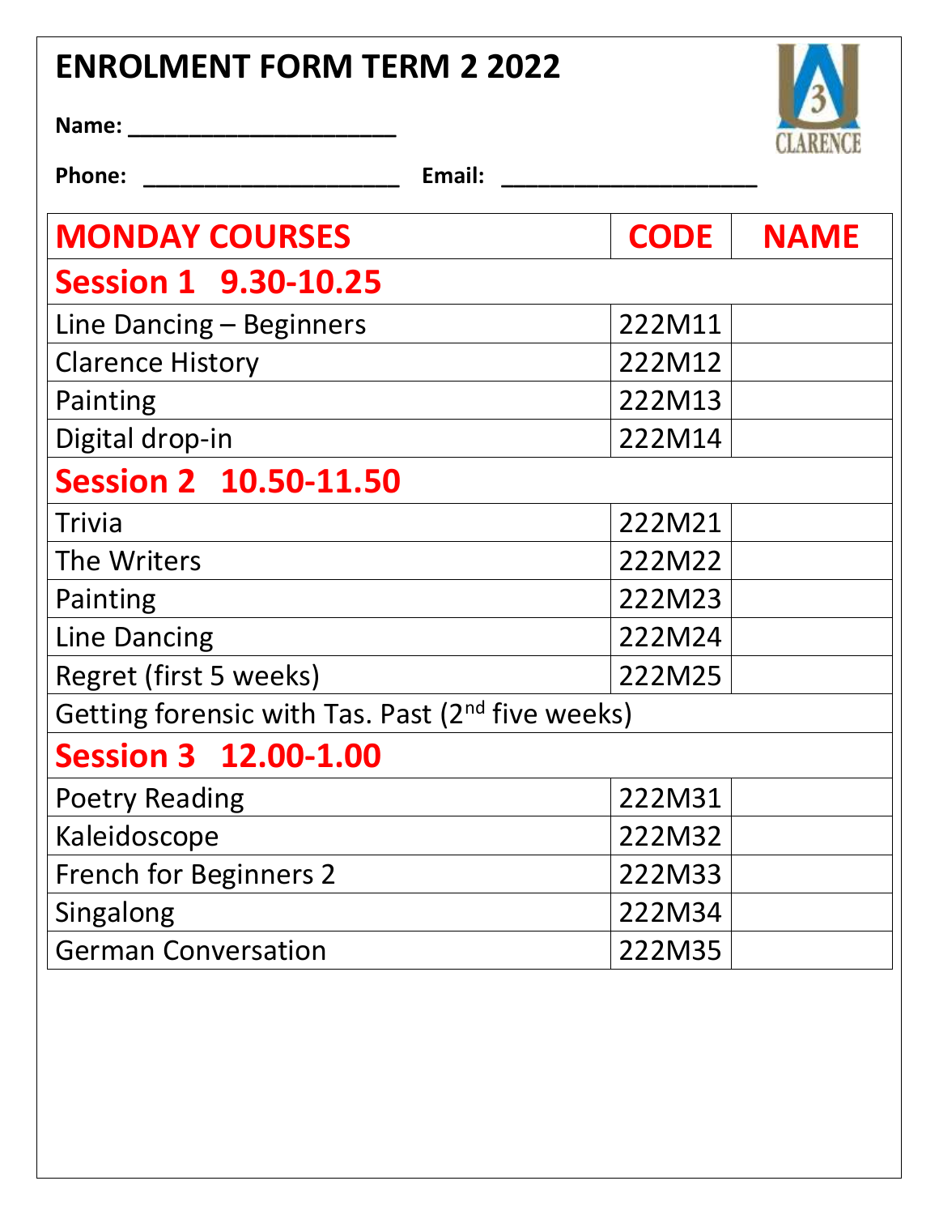# ENROLMENT FORM TERM 2 2022

**Name:** ______________________

**Phone:** ______________________ **Email:** ______________________

| MONDAY COURSES | CODE | NAME |
| --- | --- | --- |
| **Session 1 9.30-10.25** | | |
| Line Dancing – Beginners | 222M11 | |
| Clarence History | 222M12 | |
| Painting | 222M13 | |
| Digital drop-in | 222M14 | |
| **Session 2 10.50-11.50** | | |
| Trivia | 222M21 | |
| The Writers | 222M22 | |
| Painting | 222M23 | |
| Line Dancing | 222M24 | |
| Regret (first 5 weeks) | 222M25 | |
| Getting forensic with Tas. Past (2nd five weeks) | | |
| **Session 3 12.00-1.00** | | |
| Poetry Reading | 222M31 | |
| Kaleidoscope | 222M32 | |
| French for Beginners 2 | 222M33 | |
| Singalong | 222M34 | |
| German Conversation | 222M35 | |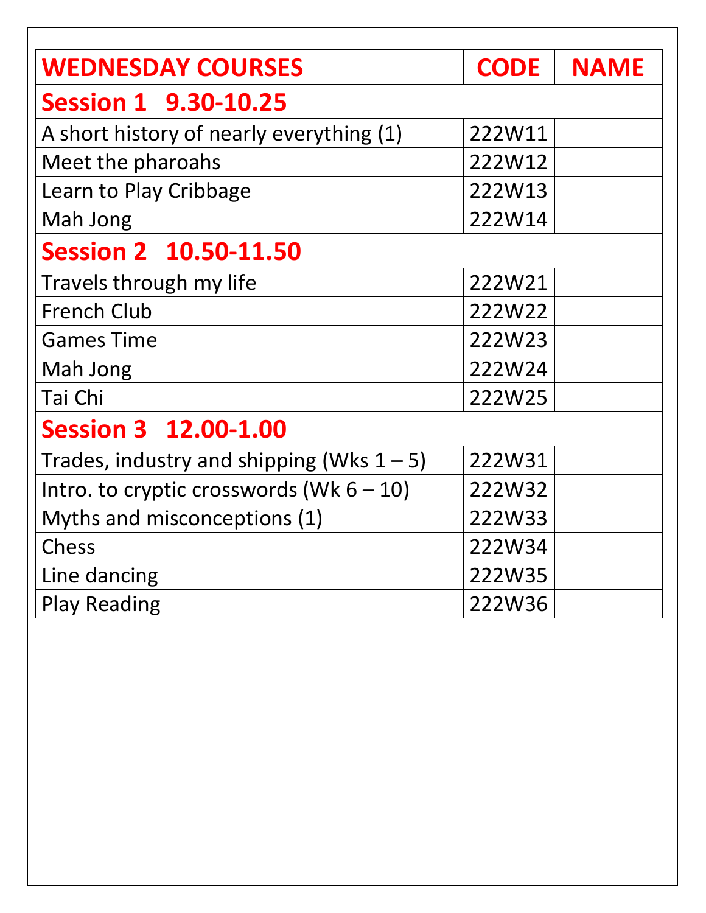| WEDNESDAY COURSES | CODE | NAME |
|---|---|---|
| **Session 1 9.30-10.25** | | |
| A short history of nearly everything (1) | 222W11 | |
| Meet the pharoahs | 222W12 | |
| Learn to Play Cribbage | 222W13 | |
| Mah Jong | 222W14 | |
| **Session 2 10.50-11.50** | | |
| Travels through my life | 222W21 | |
| French Club | 222W22 | |
| Games Time | 222W23 | |
| Mah Jong | 222W24 | |
| Tai Chi | 222W25 | |
| **Session 3 12.00-1.00** | | |
| Trades, industry and shipping (Wks 1 – 5) | 222W31 | |
| Intro. to cryptic crosswords (Wk 6 – 10) | 222W32 | |
| Myths and misconceptions (1) | 222W33 | |
| Chess | 222W34 | |
| Line dancing | 222W35 | |
| Play Reading | 222W36 | |